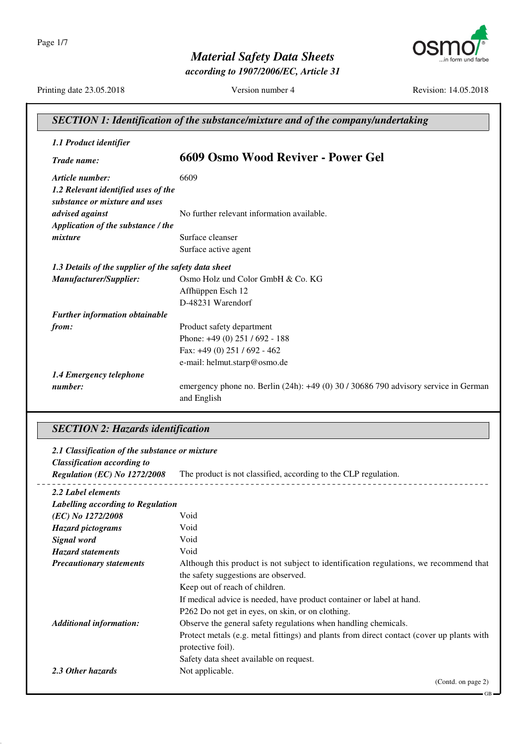# Material Safety Data Sheets

*according to 1907/2006/EC, Article 31*

Printing date 23.05.2018 | Version number 4 | Revision: 14.05.2018

## SECTION 1: Identification of the substance/mixture and of the company/undertaking

### 1.1 Product identifier

***Trade name:*** **6609 Osmo Wood Reviver - Power Gel**

***Article number:*** 6609

***1.2 Relevant identified uses of the substance or mixture and uses advised against*** No further relevant information available.

***Application of the substance / the mixture***
Surface cleanser
Surface active agent

***1.3 Details of the supplier of the safety data sheet***

***Manufacturer/Supplier:***
Osmo Holz und Color GmbH & Co. KG
Affhüppen Esch 12
D-48231 Warendorf

***Further information obtainable from:***
Product safety department
Phone: +49 (0) 251 / 692 - 188
Fax: +49 (0) 251 / 692 - 462
e-mail: helmut.starp@osmo.de

***1.4 Emergency telephone number:*** emergency phone no. Berlin (24h): +49 (0) 30 / 30686 790 advisory service in German and English

## SECTION 2: Hazards identification

***2.1 Classification of the substance or mixture***

***Classification according to Regulation (EC) No 1272/2008*** The product is not classified, according to the CLP regulation.

***2.2 Label elements***

***Labelling according to Regulation (EC) No 1272/2008*** Void

***Hazard pictograms*** Void

***Signal word*** Void

***Hazard statements*** Void

***Precautionary statements***
Although this product is not subject to identification regulations, we recommend that the safety suggestions are observed.
Keep out of reach of children.
If medical advice is needed, have product container or label at hand.
P262 Do not get in eyes, on skin, or on clothing.

***Additional information:***
Observe the general safety regulations when handling chemicals.
Protect metals (e.g. metal fittings) and plants from direct contact (cover up plants with protective foil).
Safety data sheet available on request.

***2.3 Other hazards*** Not applicable.

(Contd. on page 2)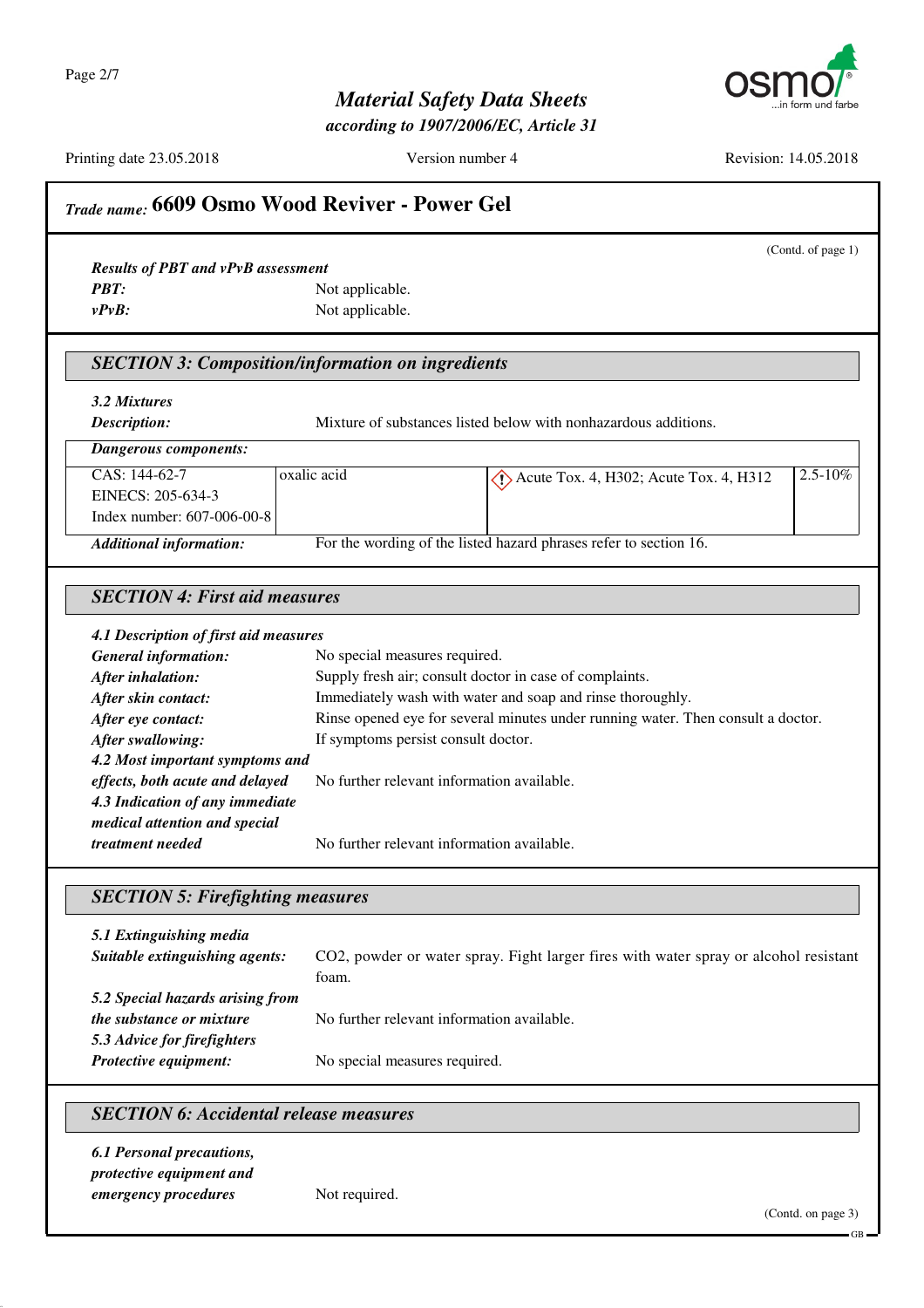## Trade name: 6609 Osmo Wood Reviver - Power Gel

(Contd. of page 1)

***Results of PBT and vPvB assessment***

***PBT:*** Not applicable.

***vPvB:*** Not applicable.

## SECTION 3: Composition/information on ingredients

***3.2 Mixtures***

***Description:*** Mixture of substances listed below with nonhazardous additions.

***Dangerous components:***

| | | | |
|---|---|---|---|
| CAS: 144-62-7<br>EINECS: 205-634-3<br>Index number: 607-006-00-8 | oxalic acid | Acute Tox. 4, H302; Acute Tox. 4, H312 | 2.5-10% |

***Additional information:*** For the wording of the listed hazard phrases refer to section 16.

## SECTION 4: First aid measures

***4.1 Description of first aid measures***

***General information:*** No special measures required.

***After inhalation:*** Supply fresh air; consult doctor in case of complaints.

***After skin contact:*** Immediately wash with water and soap and rinse thoroughly.

***After eye contact:*** Rinse opened eye for several minutes under running water. Then consult a doctor.

***After swallowing:*** If symptoms persist consult doctor.

***4.2 Most important symptoms and effects, both acute and delayed*** No further relevant information available.

***4.3 Indication of any immediate medical attention and special treatment needed*** No further relevant information available.

## SECTION 5: Firefighting measures

***5.1 Extinguishing media***

***Suitable extinguishing agents:*** $CO_2$, powder or water spray. Fight larger fires with water spray or alcohol resistant foam.

***5.2 Special hazards arising from the substance or mixture*** No further relevant information available.

***5.3 Advice for firefighters***

***Protective equipment:*** No special measures required.

## SECTION 6: Accidental release measures

***6.1 Personal precautions, protective equipment and emergency procedures*** Not required.

(Contd. on page 3)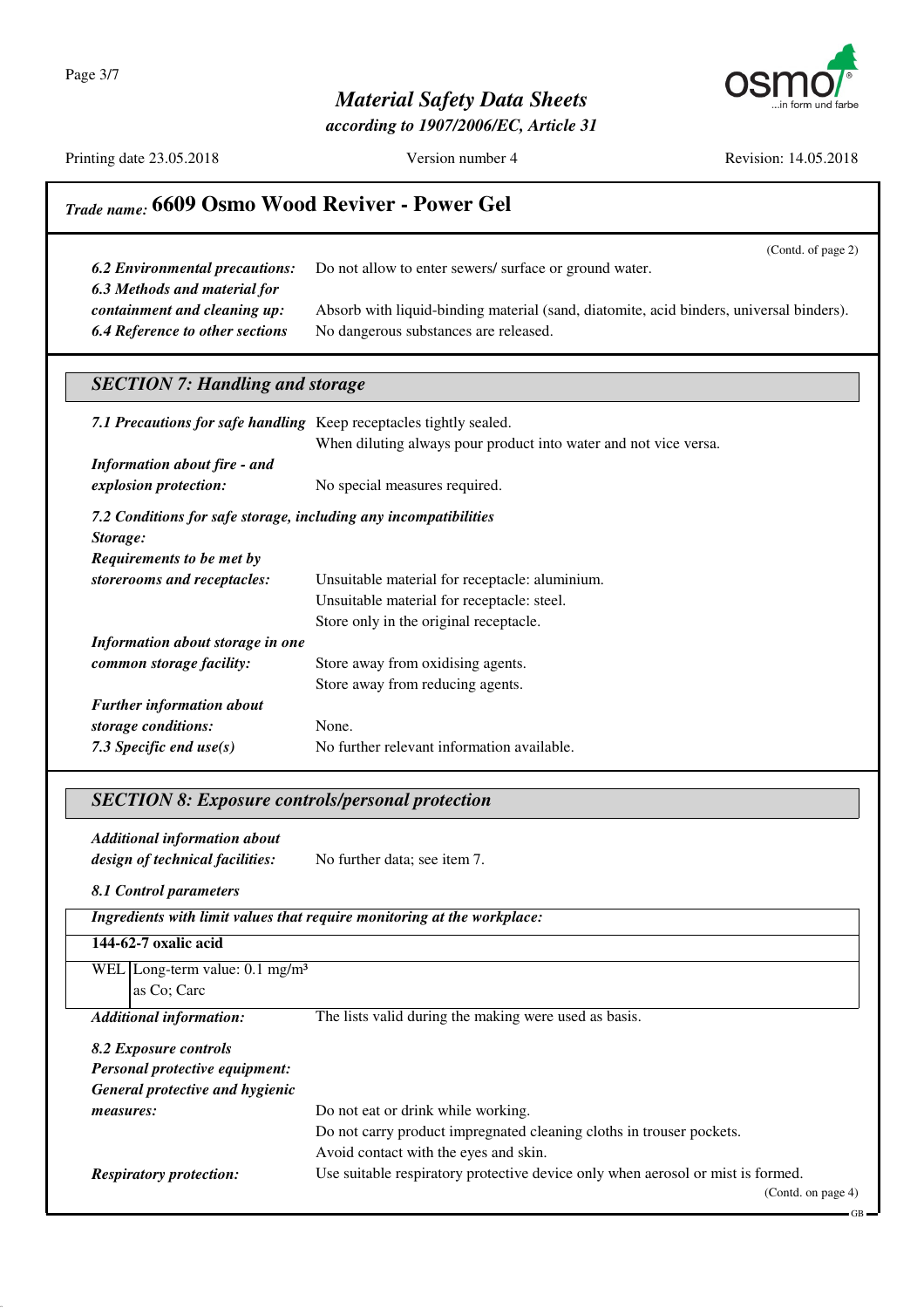## Trade name: 6609 Osmo Wood Reviver - Power Gel

(Contd. of page 2)

***6.2 Environmental precautions:*** Do not allow to enter sewers/ surface or ground water.

***6.3 Methods and material for containment and cleaning up:*** Absorb with liquid-binding material (sand, diatomite, acid binders, universal binders).

***6.4 Reference to other sections*** No dangerous substances are released.

### SECTION 7: Handling and storage

***7.1 Precautions for safe handling*** Keep receptacles tightly sealed.
When diluting always pour product into water and not vice versa.

***Information about fire - and explosion protection:*** No special measures required.

***7.2 Conditions for safe storage, including any incompatibilities***

***Storage:***

***Requirements to be met by storerooms and receptacles:*** Unsuitable material for receptacle: aluminium.
Unsuitable material for receptacle: steel.
Store only in the original receptacle.

***Information about storage in one common storage facility:*** Store away from oxidising agents.
Store away from reducing agents.

***Further information about storage conditions:*** None.

***7.3 Specific end use(s)*** No further relevant information available.

### SECTION 8: Exposure controls/personal protection

***Additional information about design of technical facilities:*** No further data; see item 7.

***8.1 Control parameters***

| ***Ingredients with limit values that require monitoring at the workplace:*** | |
|---|---|
| **144-62-7 oxalic acid** | |
| WEL | Long-term value: 0.1 mg/m³ as Co; Carc |

***Additional information:*** The lists valid during the making were used as basis.

***8.2 Exposure controls***

***Personal protective equipment:***

***General protective and hygienic measures:***
Do not eat or drink while working.
Do not carry product impregnated cleaning cloths in trouser pockets.
Avoid contact with the eyes and skin.

***Respiratory protection:*** Use suitable respiratory protective device only when aerosol or mist is formed.

(Contd. on page 4)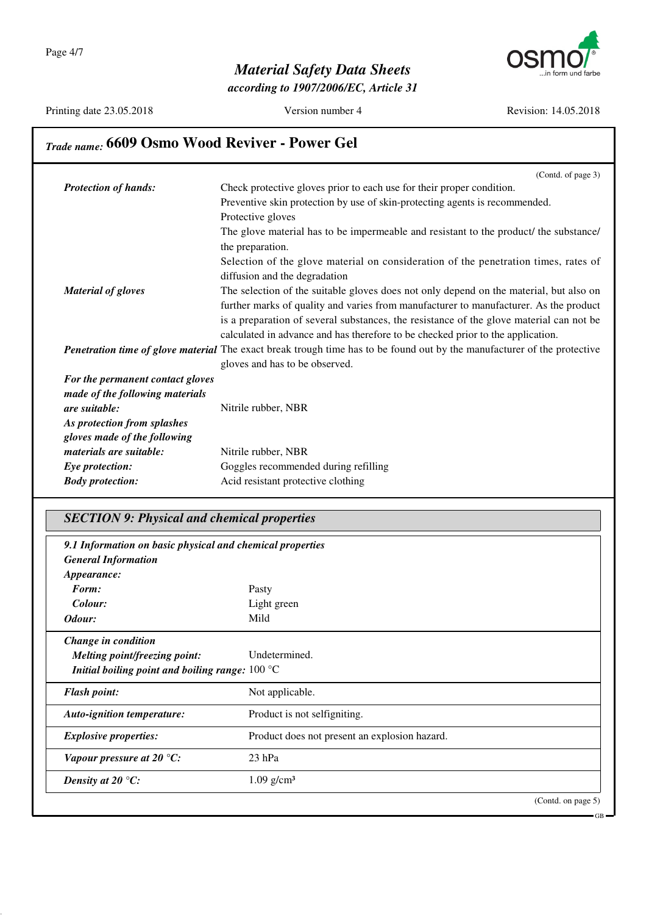## Trade name: 6609 Osmo Wood Reviver - Power Gel

(Contd. of page 3)

| | |
|---|---|
| ***Protection of hands:*** | Check protective gloves prior to each use for their proper condition. Preventive skin protection by use of skin-protecting agents is recommended. Protective gloves The glove material has to be impermeable and resistant to the product/ the substance/ the preparation. Selection of the glove material on consideration of the penetration times, rates of diffusion and the degradation |
| ***Material of gloves*** | The selection of the suitable gloves does not only depend on the material, but also on further marks of quality and varies from manufacturer to manufacturer. As the product is a preparation of several substances, the resistance of the glove material can not be calculated in advance and has therefore to be checked prior to the application. |
| ***Penetration time of glove material*** | The exact break trough time has to be found out by the manufacturer of the protective gloves and has to be observed. |
| ***For the permanent contact gloves made of the following materials are suitable:*** | Nitrile rubber, NBR |
| ***As protection from splashes gloves made of the following materials are suitable:*** | Nitrile rubber, NBR |
| ***Eye protection:*** | Goggles recommended during refilling |
| ***Body protection:*** | Acid resistant protective clothing |

## *SECTION 9: Physical and chemical properties*

***9.1 Information on basic physical and chemical properties***

***General Information***

***Appearance:***

| | |
|---|---|
| ***Form:*** | Pasty |
| ***Colour:*** | Light green |
| ***Odour:*** | Mild |

***Change in condition***

| | |
|---|---|
| ***Melting point/freezing point:*** | Undetermined. |
| ***Initial boiling point and boiling range:*** | 100 °C |
| ***Flash point:*** | Not applicable. |
| ***Auto-ignition temperature:*** | Product is not selfigniting. |
| ***Explosive properties:*** | Product does not present an explosion hazard. |
| ***Vapour pressure at 20 °C:*** | 23 hPa |
| ***Density at 20 °C:*** | 1.09 g/cm³ |

(Contd. on page 5)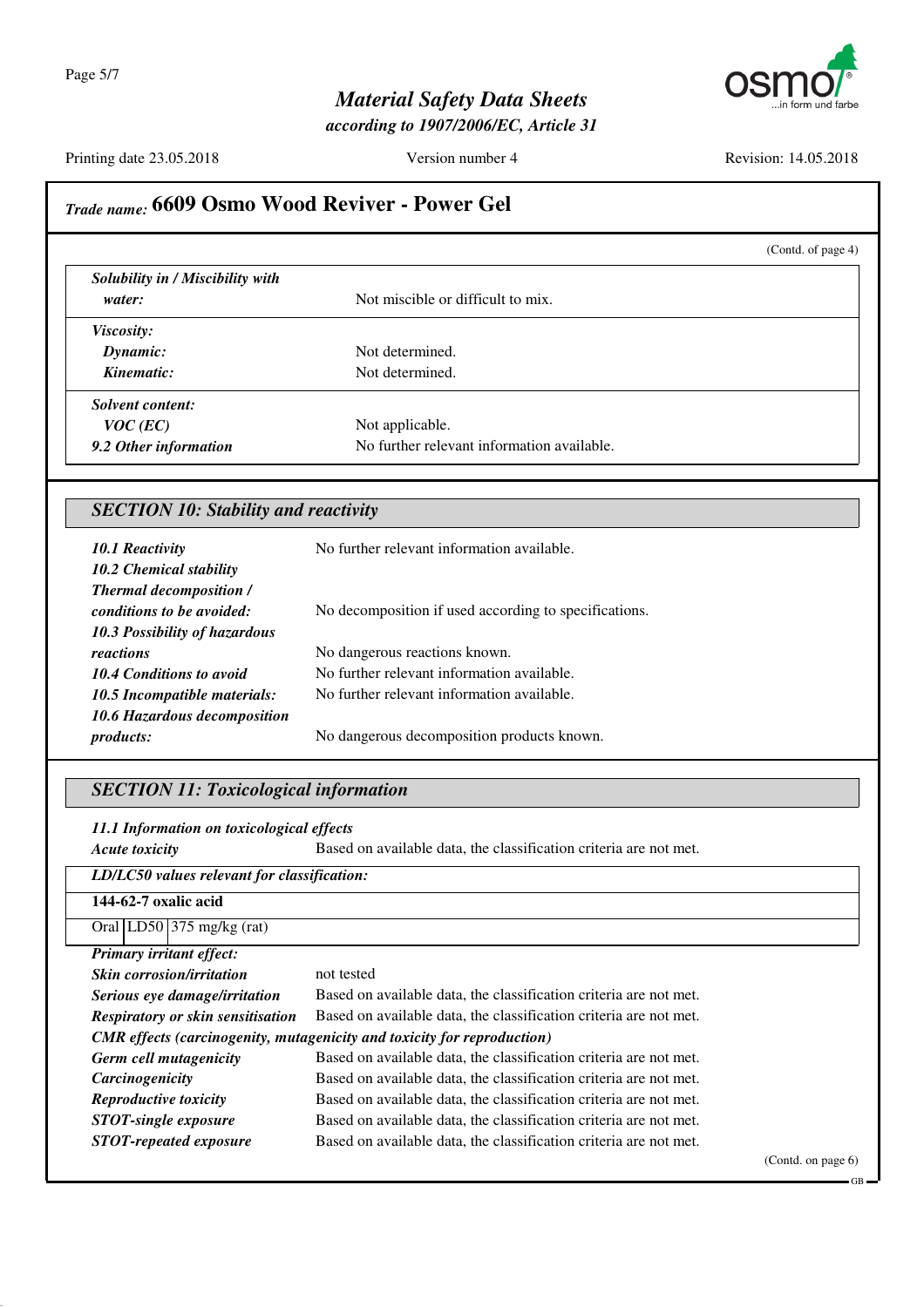**Trade name: 6609 Osmo Wood Reviver - Power Gel**

(Contd. of page 4)

| | |
|---|---|
| ***Solubility in / Miscibility with water:*** | Not miscible or difficult to mix. |
| ***Viscosity:*** | |
| ***Dynamic:*** | Not determined. |
| ***Kinematic:*** | Not determined. |
| ***Solvent content:*** | |
| ***VOC (EC)*** | Not applicable. |
| ***9.2 Other information*** | No further relevant information available. |

## SECTION 10: Stability and reactivity

- ***10.1 Reactivity*** No further relevant information available.
- ***10.2 Chemical stability***
- ***Thermal decomposition / conditions to be avoided:*** No decomposition if used according to specifications.
- ***10.3 Possibility of hazardous reactions*** No dangerous reactions known.
- ***10.4 Conditions to avoid*** No further relevant information available.
- ***10.5 Incompatible materials:*** No further relevant information available.
- ***10.6 Hazardous decomposition products:*** No dangerous decomposition products known.

## SECTION 11: Toxicological information

- ***11.1 Information on toxicological effects***
- ***Acute toxicity*** Based on available data, the classification criteria are not met.

| ***LD/LC50 values relevant for classification:*** | | |
|---|---|---|
| **144-62-7 oxalic acid** | | |
| Oral | LD50 | 375 mg/kg (rat) |

- ***Primary irritant effect:***
- ***Skin corrosion/irritation*** not tested
- ***Serious eye damage/irritation*** Based on available data, the classification criteria are not met.
- ***Respiratory or skin sensitisation*** Based on available data, the classification criteria are not met.
- ***CMR effects (carcinogenity, mutagenicity and toxicity for reproduction)***
- ***Germ cell mutagenicity*** Based on available data, the classification criteria are not met.
- ***Carcinogenicity*** Based on available data, the classification criteria are not met.
- ***Reproductive toxicity*** Based on available data, the classification criteria are not met.
- ***STOT-single exposure*** Based on available data, the classification criteria are not met.
- ***STOT-repeated exposure*** Based on available data, the classification criteria are not met.

(Contd. on page 6)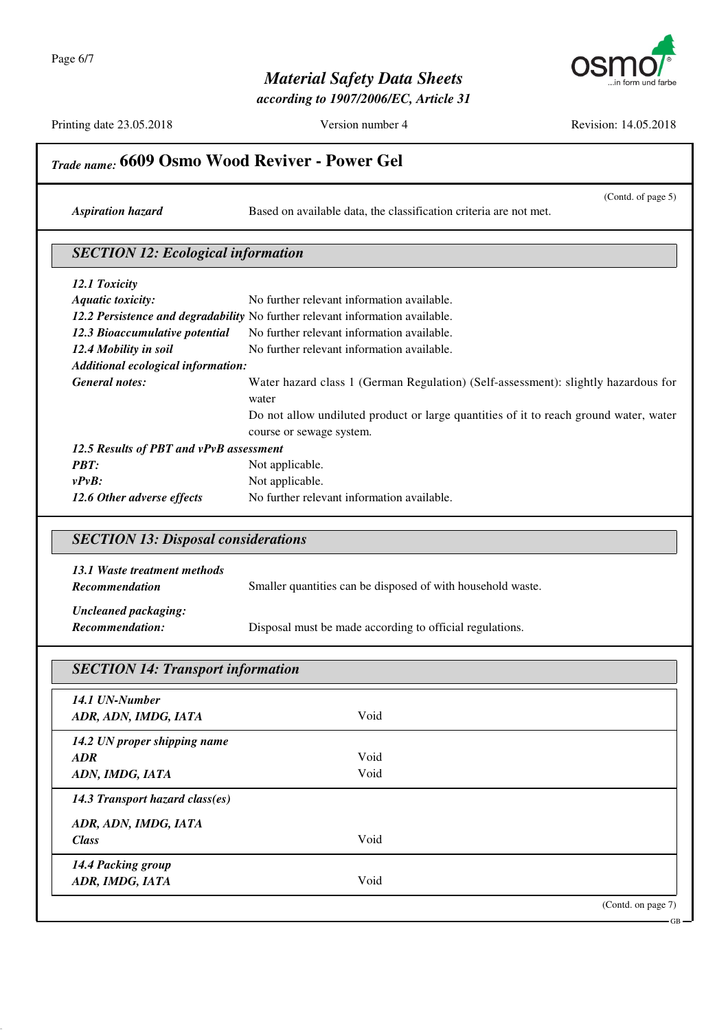## Trade name: 6609 Osmo Wood Reviver - Power Gel

(Contd. of page 5)

***Aspiration hazard*** Based on available data, the classification criteria are not met.

### SECTION 12: Ecological information

***12.1 Toxicity***

***Aquatic toxicity:*** No further relevant information available.

***12.2 Persistence and degradability*** No further relevant information available.

***12.3 Bioaccumulative potential*** No further relevant information available.

***12.4 Mobility in soil*** No further relevant information available.

***Additional ecological information:***

***General notes:*** Water hazard class 1 (German Regulation) (Self-assessment): slightly hazardous for water

Do not allow undiluted product or large quantities of it to reach ground water, water course or sewage system.

***12.5 Results of PBT and vPvB assessment***

***PBT:*** Not applicable.

***vPvB:*** Not applicable.

***12.6 Other adverse effects*** No further relevant information available.

### SECTION 13: Disposal considerations

***13.1 Waste treatment methods***

***Recommendation*** Smaller quantities can be disposed of with household waste.

***Uncleaned packaging:***

***Recommendation:*** Disposal must be made according to official regulations.

### SECTION 14: Transport information

| | |
|---|---|
| ***14.1 UN-Number*** | |
| ***ADR, ADN, IMDG, IATA*** | Void |
| ***14.2 UN proper shipping name*** | |
| ***ADR*** | Void |
| ***ADN, IMDG, IATA*** | Void |
| ***14.3 Transport hazard class(es)*** | |
| ***ADR, ADN, IMDG, IATA*** | |
| ***Class*** | Void |
| ***14.4 Packing group*** | |
| ***ADR, IMDG, IATA*** | Void |

(Contd. on page 7)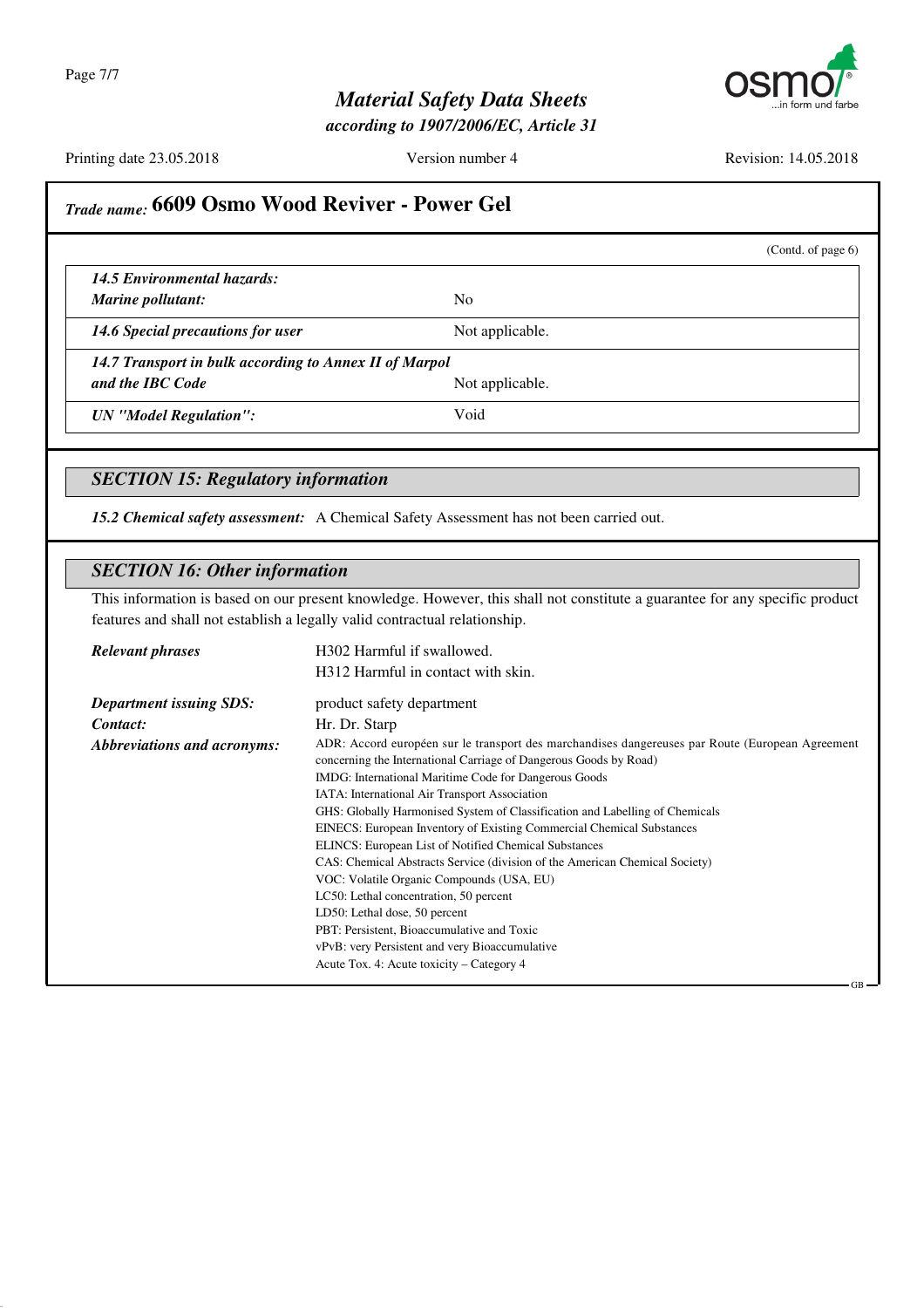**Trade name: 6609 Osmo Wood Reviver - Power Gel**

(Contd. of page 6)

| | |
|---|---|
| ***14.5 Environmental hazards:*** ***Marine pollutant:*** | No |
| ***14.6 Special precautions for user*** | Not applicable. |
| ***14.7 Transport in bulk according to Annex II of Marpol and the IBC Code*** | Not applicable. |
| ***UN "Model Regulation":*** | Void |

## SECTION 15: Regulatory information

***15.2 Chemical safety assessment:*** A Chemical Safety Assessment has not been carried out.

## SECTION 16: Other information

This information is based on our present knowledge. However, this shall not constitute a guarantee for any specific product features and shall not establish a legally valid contractual relationship.

***Relevant phrases***
H302 Harmful if swallowed.
H312 Harmful in contact with skin.

***Department issuing SDS:*** product safety department

***Contact:*** Hr. Dr. Starp

***Abbreviations and acronyms:***
ADR: Accord européen sur le transport des marchandises dangereuses par Route (European Agreement concerning the International Carriage of Dangerous Goods by Road)
IMDG: International Maritime Code for Dangerous Goods
IATA: International Air Transport Association
GHS: Globally Harmonised System of Classification and Labelling of Chemicals
EINECS: European Inventory of Existing Commercial Chemical Substances
ELINCS: European List of Notified Chemical Substances
CAS: Chemical Abstracts Service (division of the American Chemical Society)
VOC: Volatile Organic Compounds (USA, EU)
LC50: Lethal concentration, 50 percent
LD50: Lethal dose, 50 percent
PBT: Persistent, Bioaccumulative and Toxic
vPvB: very Persistent and very Bioaccumulative
Acute Tox. 4: Acute toxicity – Category 4